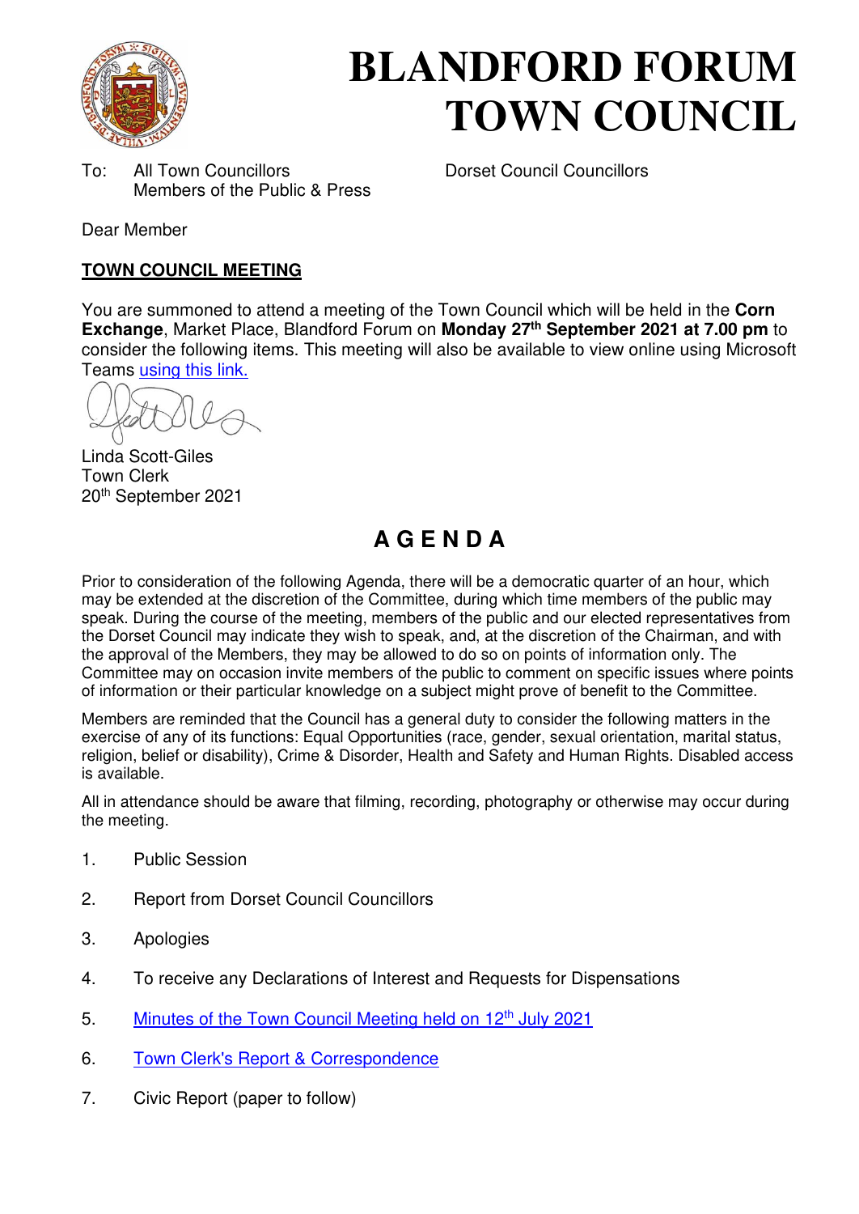# BLANDFORD FORUM TOWN COUNCIL

To: All Town Councillors
Members of the Public & Press

Dorset Council Councillors

Dear Member

**TOWN COUNCIL MEETING**

You are summoned to attend a meeting of the Town Council which will be held in the **Corn Exchange**, Market Place, Blandford Forum on **Monday 27th September 2021 at 7.00 pm** to consider the following items. This meeting will also be available to view online using Microsoft Teams using this link.

Linda Scott-Giles
Town Clerk
20th September 2021

## A G E N D A

Prior to consideration of the following Agenda, there will be a democratic quarter of an hour, which may be extended at the discretion of the Committee, during which time members of the public may speak. During the course of the meeting, members of the public and our elected representatives from the Dorset Council may indicate they wish to speak, and, at the discretion of the Chairman, and with the approval of the Members, they may be allowed to do so on points of information only. The Committee may on occasion invite members of the public to comment on specific issues where points of information or their particular knowledge on a subject might prove of benefit to the Committee.

Members are reminded that the Council has a general duty to consider the following matters in the exercise of any of its functions: Equal Opportunities (race, gender, sexual orientation, marital status, religion, belief or disability), Crime & Disorder, Health and Safety and Human Rights. Disabled access is available.

All in attendance should be aware that filming, recording, photography or otherwise may occur during the meeting.

1. Public Session
2. Report from Dorset Council Councillors
3. Apologies
4. To receive any Declarations of Interest and Requests for Dispensations
5. Minutes of the Town Council Meeting held on 12th July 2021
6. Town Clerk's Report & Correspondence
7. Civic Report (paper to follow)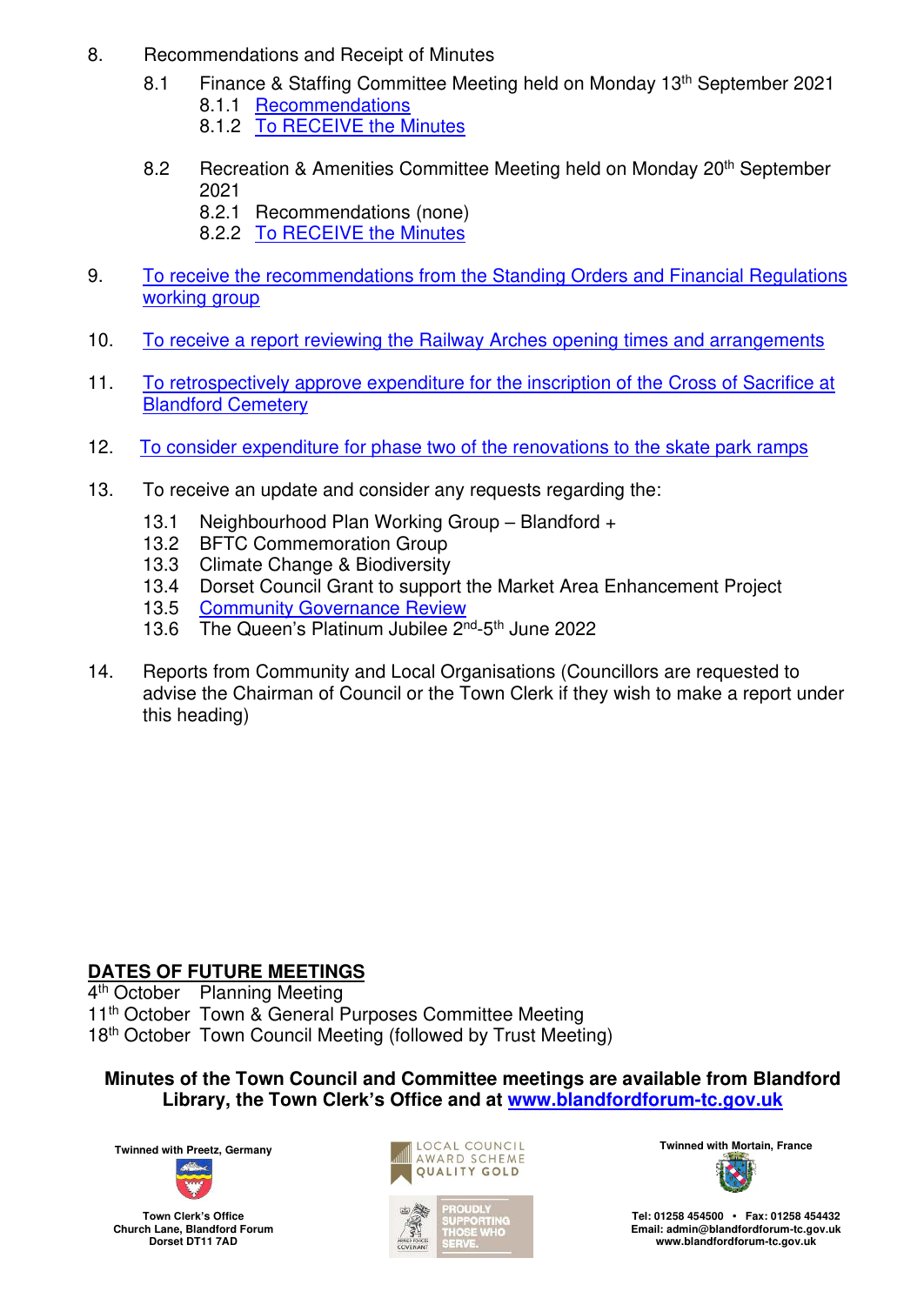8. Recommendations and Receipt of Minutes
   - 8.1 Finance & Staffing Committee Meeting held on Monday 13th September 2021
     - 8.1.1 Recommendations
     - 8.1.2 To RECEIVE the Minutes
   - 8.2 Recreation & Amenities Committee Meeting held on Monday 20th September 2021
     - 8.2.1 Recommendations (none)
     - 8.2.2 To RECEIVE the Minutes

9. To receive the recommendations from the Standing Orders and Financial Regulations working group

10. To receive a report reviewing the Railway Arches opening times and arrangements

11. To retrospectively approve expenditure for the inscription of the Cross of Sacrifice at Blandford Cemetery

12. To consider expenditure for phase two of the renovations to the skate park ramps

13. To receive an update and consider any requests regarding the:
    - 13.1 Neighbourhood Plan Working Group – Blandford +
    - 13.2 BFTC Commemoration Group
    - 13.3 Climate Change & Biodiversity
    - 13.4 Dorset Council Grant to support the Market Area Enhancement Project
    - 13.5 Community Governance Review
    - 13.6 The Queen's Platinum Jubilee 2nd-5th June 2022

14. Reports from Community and Local Organisations (Councillors are requested to advise the Chairman of Council or the Town Clerk if they wish to make a report under this heading)

## DATES OF FUTURE MEETINGS

4th October Planning Meeting
11th October Town & General Purposes Committee Meeting
18th October Town Council Meeting (followed by Trust Meeting)

**Minutes of the Town Council and Committee meetings are available from Blandford Library, the Town Clerk's Office and at www.blandfordforum-tc.gov.uk**

Twinned with Preetz, Germany

Town Clerk's Office
Church Lane, Blandford Forum
Dorset DT11 7AD

LOCAL COUNCIL AWARD SCHEME QUALITY GOLD

PROUDLY SUPPORTING THOSE WHO SERVE.

Twinned with Mortain, France

Tel: 01258 454500 • Fax: 01258 454432
Email: admin@blandfordforum-tc.gov.uk
www.blandfordforum-tc.gov.uk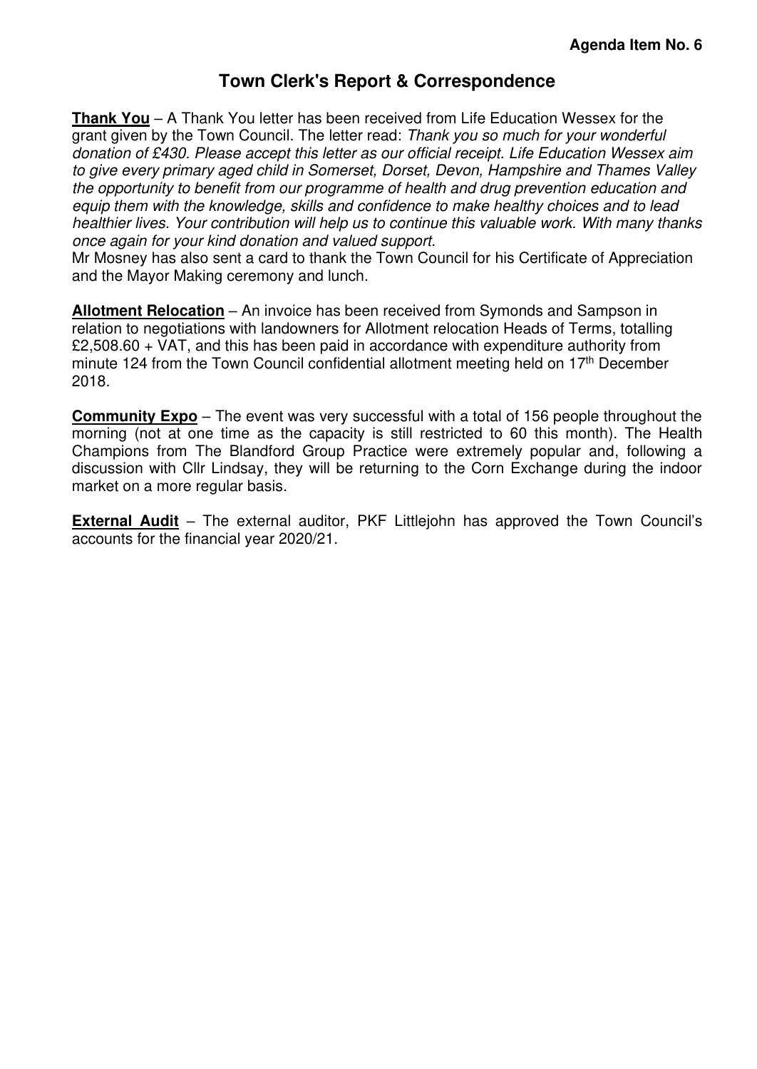**Agenda Item No. 6**

# Town Clerk's Report & Correspondence

**Thank You** – A Thank You letter has been received from Life Education Wessex for the grant given by the Town Council. The letter read: *Thank you so much for your wonderful donation of £430. Please accept this letter as our official receipt. Life Education Wessex aim to give every primary aged child in Somerset, Dorset, Devon, Hampshire and Thames Valley the opportunity to benefit from our programme of health and drug prevention education and equip them with the knowledge, skills and confidence to make healthy choices and to lead healthier lives. Your contribution will help us to continue this valuable work. With many thanks once again for your kind donation and valued support.*
Mr Mosney has also sent a card to thank the Town Council for his Certificate of Appreciation and the Mayor Making ceremony and lunch.

**Allotment Relocation** – An invoice has been received from Symonds and Sampson in relation to negotiations with landowners for Allotment relocation Heads of Terms, totalling £2,508.60 + VAT, and this has been paid in accordance with expenditure authority from minute 124 from the Town Council confidential allotment meeting held on 17th December 2018.

**Community Expo** – The event was very successful with a total of 156 people throughout the morning (not at one time as the capacity is still restricted to 60 this month). The Health Champions from The Blandford Group Practice were extremely popular and, following a discussion with Cllr Lindsay, they will be returning to the Corn Exchange during the indoor market on a more regular basis.

**External Audit** – The external auditor, PKF Littlejohn has approved the Town Council's accounts for the financial year 2020/21.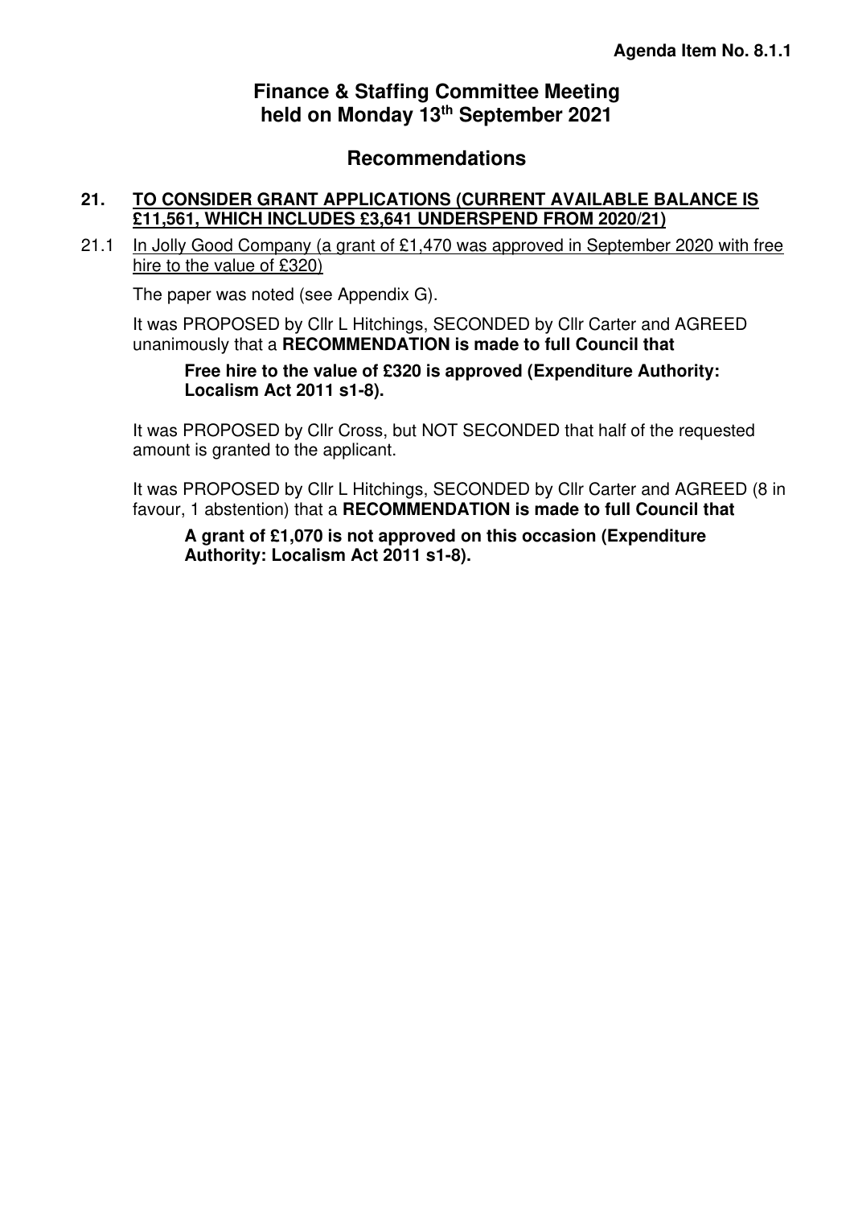**Agenda Item No. 8.1.1**

# Finance & Staffing Committee Meeting held on Monday 13th September 2021

## Recommendations

### 21. TO CONSIDER GRANT APPLICATIONS (CURRENT AVAILABLE BALANCE IS £11,561, WHICH INCLUDES £3,641 UNDERSPEND FROM 2020/21)

21.1 In Jolly Good Company (a grant of £1,470 was approved in September 2020 with free hire to the value of £320)

The paper was noted (see Appendix G).

It was PROPOSED by Cllr L Hitchings, SECONDED by Cllr Carter and AGREED unanimously that a **RECOMMENDATION is made to full Council that**

> **Free hire to the value of £320 is approved (Expenditure Authority: Localism Act 2011 s1-8).**

It was PROPOSED by Cllr Cross, but NOT SECONDED that half of the requested amount is granted to the applicant.

It was PROPOSED by Cllr L Hitchings, SECONDED by Cllr Carter and AGREED (8 in favour, 1 abstention) that a **RECOMMENDATION is made to full Council that**

> **A grant of £1,070 is not approved on this occasion (Expenditure Authority: Localism Act 2011 s1-8).**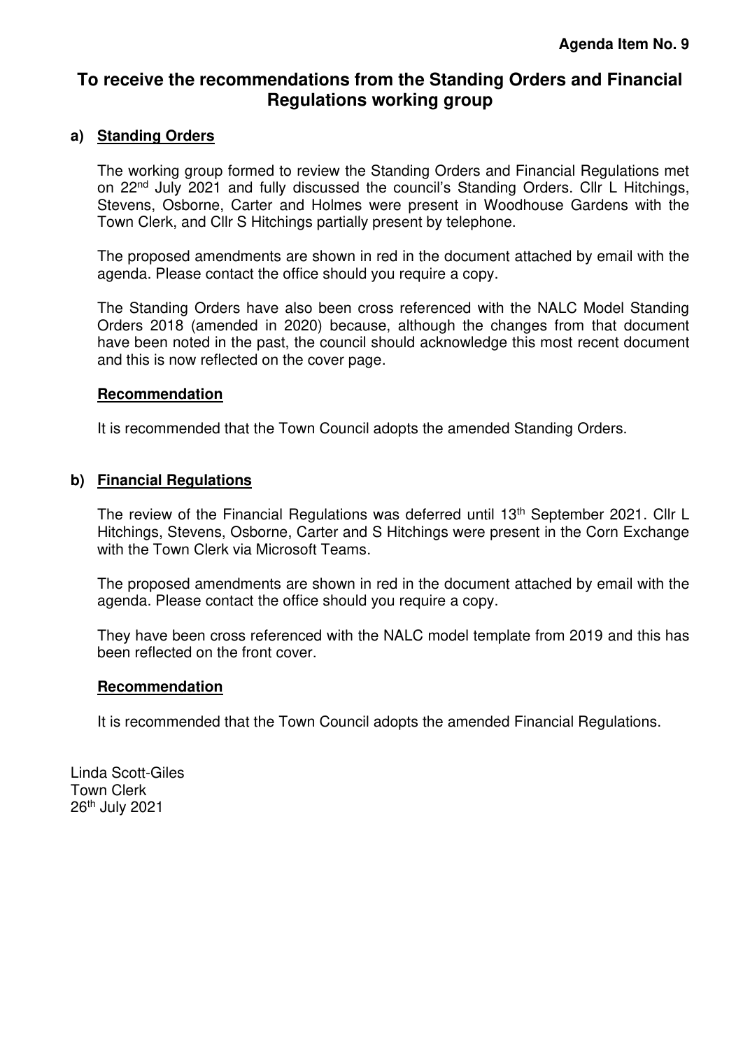**Agenda Item No. 9**

# To receive the recommendations from the Standing Orders and Financial Regulations working group

## a) Standing Orders

The working group formed to review the Standing Orders and Financial Regulations met on 22nd July 2021 and fully discussed the council's Standing Orders. Cllr L Hitchings, Stevens, Osborne, Carter and Holmes were present in Woodhouse Gardens with the Town Clerk, and Cllr S Hitchings partially present by telephone.

The proposed amendments are shown in red in the document attached by email with the agenda. Please contact the office should you require a copy.

The Standing Orders have also been cross referenced with the NALC Model Standing Orders 2018 (amended in 2020) because, although the changes from that document have been noted in the past, the council should acknowledge this most recent document and this is now reflected on the cover page.

### Recommendation

It is recommended that the Town Council adopts the amended Standing Orders.

## b) Financial Regulations

The review of the Financial Regulations was deferred until 13th September 2021. Cllr L Hitchings, Stevens, Osborne, Carter and S Hitchings were present in the Corn Exchange with the Town Clerk via Microsoft Teams.

The proposed amendments are shown in red in the document attached by email with the agenda. Please contact the office should you require a copy.

They have been cross referenced with the NALC model template from 2019 and this has been reflected on the front cover.

### Recommendation

It is recommended that the Town Council adopts the amended Financial Regulations.

Linda Scott-Giles
Town Clerk
26th July 2021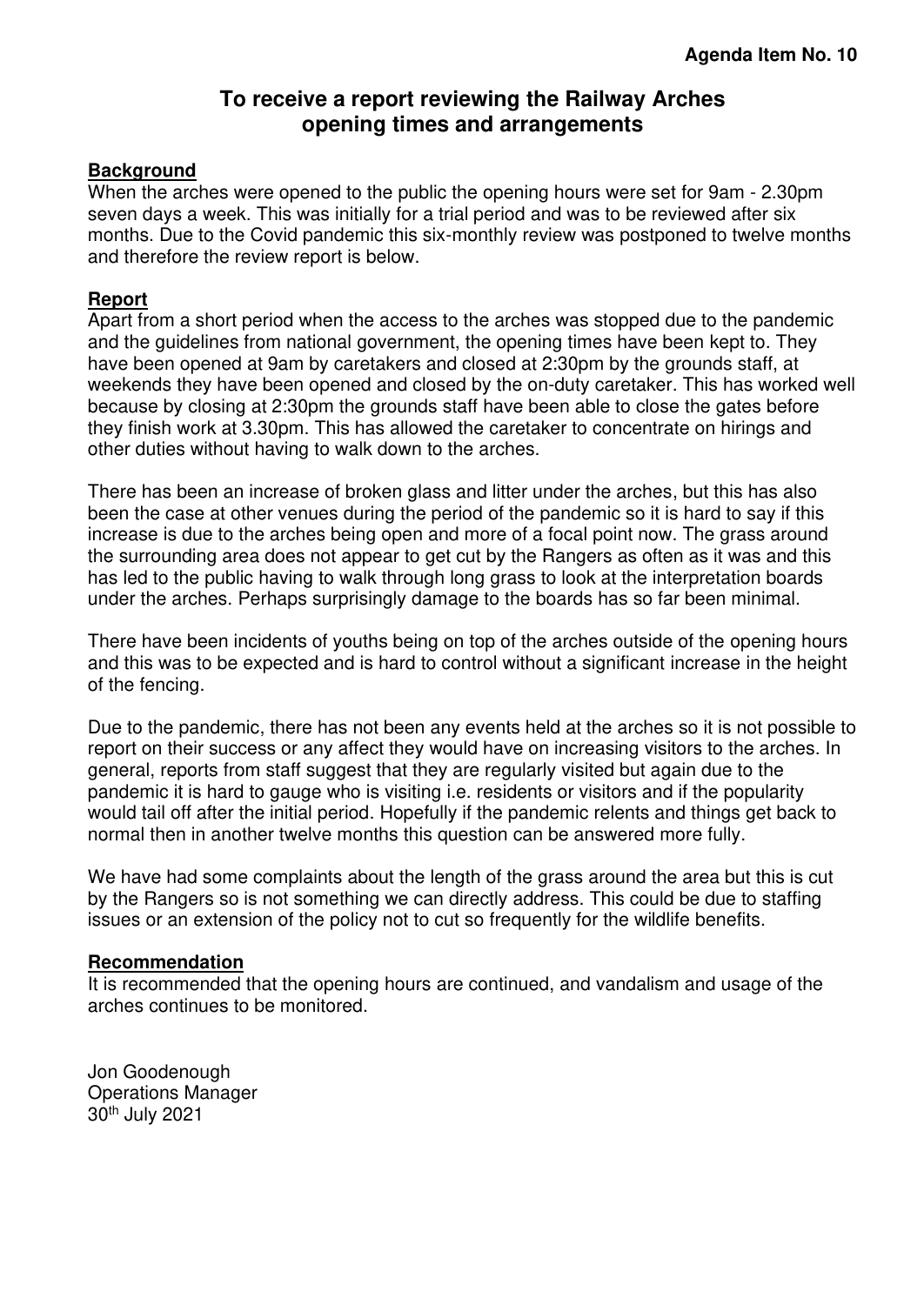**Agenda Item No. 10**

# To receive a report reviewing the Railway Arches opening times and arrangements

## Background

When the arches were opened to the public the opening hours were set for 9am - 2.30pm seven days a week. This was initially for a trial period and was to be reviewed after six months. Due to the Covid pandemic this six-monthly review was postponed to twelve months and therefore the review report is below.

## Report

Apart from a short period when the access to the arches was stopped due to the pandemic and the guidelines from national government, the opening times have been kept to. They have been opened at 9am by caretakers and closed at 2:30pm by the grounds staff, at weekends they have been opened and closed by the on-duty caretaker. This has worked well because by closing at 2:30pm the grounds staff have been able to close the gates before they finish work at 3.30pm. This has allowed the caretaker to concentrate on hirings and other duties without having to walk down to the arches.

There has been an increase of broken glass and litter under the arches, but this has also been the case at other venues during the period of the pandemic so it is hard to say if this increase is due to the arches being open and more of a focal point now. The grass around the surrounding area does not appear to get cut by the Rangers as often as it was and this has led to the public having to walk through long grass to look at the interpretation boards under the arches. Perhaps surprisingly damage to the boards has so far been minimal.

There have been incidents of youths being on top of the arches outside of the opening hours and this was to be expected and is hard to control without a significant increase in the height of the fencing.

Due to the pandemic, there has not been any events held at the arches so it is not possible to report on their success or any affect they would have on increasing visitors to the arches. In general, reports from staff suggest that they are regularly visited but again due to the pandemic it is hard to gauge who is visiting i.e. residents or visitors and if the popularity would tail off after the initial period. Hopefully if the pandemic relents and things get back to normal then in another twelve months this question can be answered more fully.

We have had some complaints about the length of the grass around the area but this is cut by the Rangers so is not something we can directly address. This could be due to staffing issues or an extension of the policy not to cut so frequently for the wildlife benefits.

## Recommendation

It is recommended that the opening hours are continued, and vandalism and usage of the arches continues to be monitored.

Jon Goodenough
Operations Manager
30th July 2021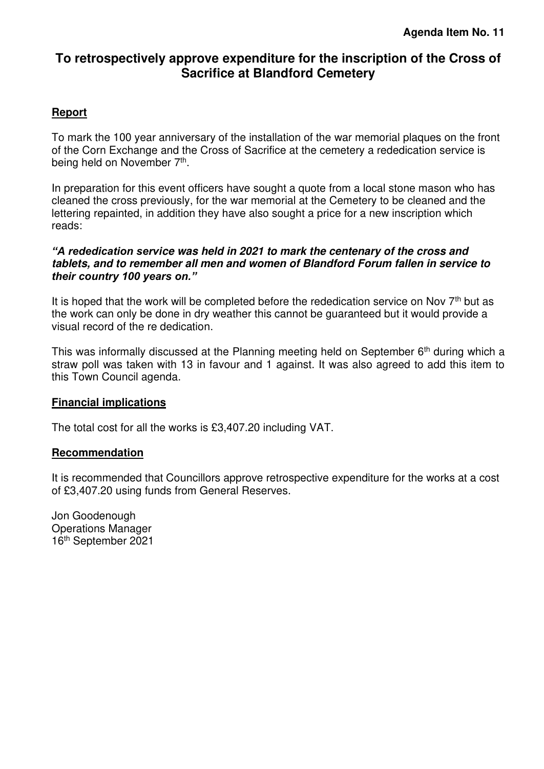**Agenda Item No. 11**

# To retrospectively approve expenditure for the inscription of the Cross of Sacrifice at Blandford Cemetery

## Report

To mark the 100 year anniversary of the installation of the war memorial plaques on the front of the Corn Exchange and the Cross of Sacrifice at the cemetery a rededication service is being held on November 7th.

In preparation for this event officers have sought a quote from a local stone mason who has cleaned the cross previously, for the war memorial at the Cemetery to be cleaned and the lettering repainted, in addition they have also sought a price for a new inscription which reads:

***"A rededication service was held in 2021 to mark the centenary of the cross and tablets, and to remember all men and women of Blandford Forum fallen in service to their country 100 years on."***

It is hoped that the work will be completed before the rededication service on Nov 7th but as the work can only be done in dry weather this cannot be guaranteed but it would provide a visual record of the re dedication.

This was informally discussed at the Planning meeting held on September 6th during which a straw poll was taken with 13 in favour and 1 against. It was also agreed to add this item to this Town Council agenda.

## Financial implications

The total cost for all the works is £3,407.20 including VAT.

## Recommendation

It is recommended that Councillors approve retrospective expenditure for the works at a cost of £3,407.20 using funds from General Reserves.

Jon Goodenough
Operations Manager
16th September 2021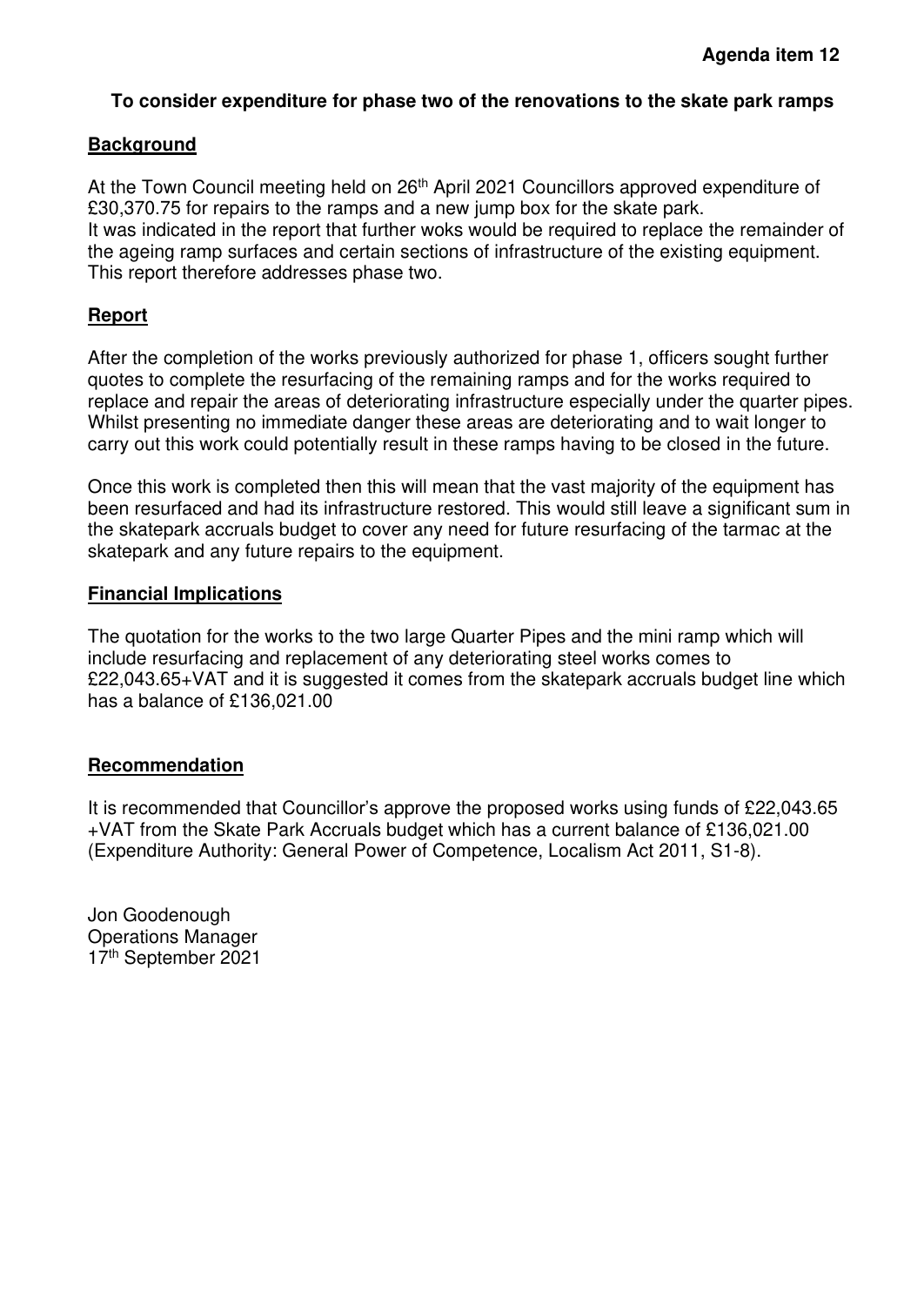**Agenda item 12**

**To consider expenditure for phase two of the renovations to the skate park ramps**

**Background**

At the Town Council meeting held on 26th April 2021 Councillors approved expenditure of £30,370.75 for repairs to the ramps and a new jump box for the skate park.
It was indicated in the report that further woks would be required to replace the remainder of the ageing ramp surfaces and certain sections of infrastructure of the existing equipment. This report therefore addresses phase two.

**Report**

After the completion of the works previously authorized for phase 1, officers sought further quotes to complete the resurfacing of the remaining ramps and for the works required to replace and repair the areas of deteriorating infrastructure especially under the quarter pipes. Whilst presenting no immediate danger these areas are deteriorating and to wait longer to carry out this work could potentially result in these ramps having to be closed in the future.

Once this work is completed then this will mean that the vast majority of the equipment has been resurfaced and had its infrastructure restored. This would still leave a significant sum in the skatepark accruals budget to cover any need for future resurfacing of the tarmac at the skatepark and any future repairs to the equipment.

**Financial Implications**

The quotation for the works to the two large Quarter Pipes and the mini ramp which will include resurfacing and replacement of any deteriorating steel works comes to £22,043.65+VAT and it is suggested it comes from the skatepark accruals budget line which has a balance of £136,021.00

**Recommendation**

It is recommended that Councillor's approve the proposed works using funds of £22,043.65 +VAT from the Skate Park Accruals budget which has a current balance of £136,021.00 (Expenditure Authority: General Power of Competence, Localism Act 2011, S1-8).

Jon Goodenough
Operations Manager
17th September 2021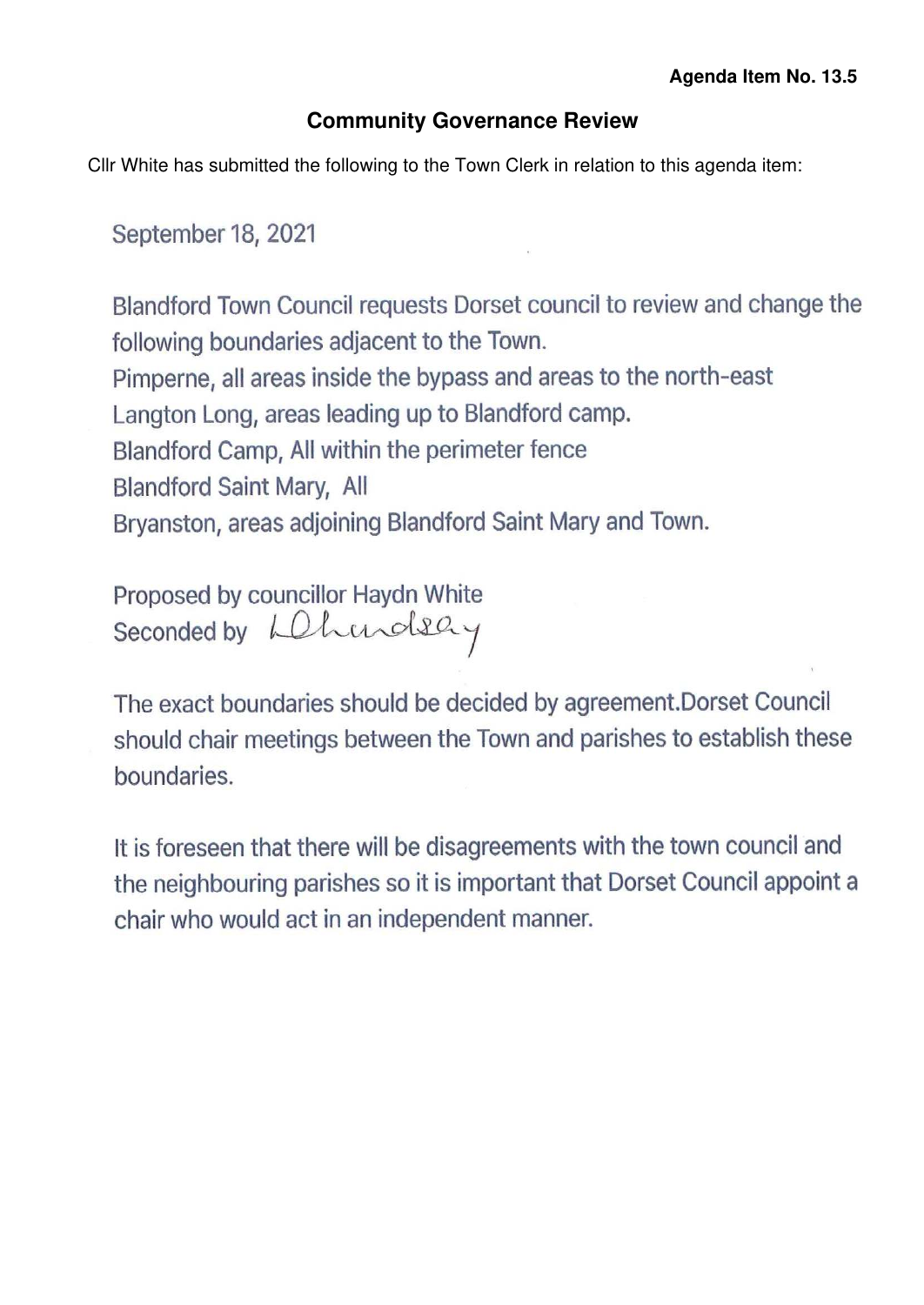**Agenda Item No. 13.5**

## Community Governance Review

Cllr White has submitted the following to the Town Clerk in relation to this agenda item:

September 18, 2021

Blandford Town Council requests Dorset council to review and change the following boundaries adjacent to the Town.
Pimperne, all areas inside the bypass and areas to the north-east
Langton Long, areas leading up to Blandford camp.
Blandford Camp, All within the perimeter fence
Blandford Saint Mary, All
Bryanston, areas adjoining Blandford Saint Mary and Town.

Proposed by councillor Haydn White
Seconded by L Lindsay

The exact boundaries should be decided by agreement.Dorset Council should chair meetings between the Town and parishes to establish these boundaries.

It is foreseen that there will be disagreements with the town council and the neighbouring parishes so it is important that Dorset Council appoint a chair who would act in an independent manner.